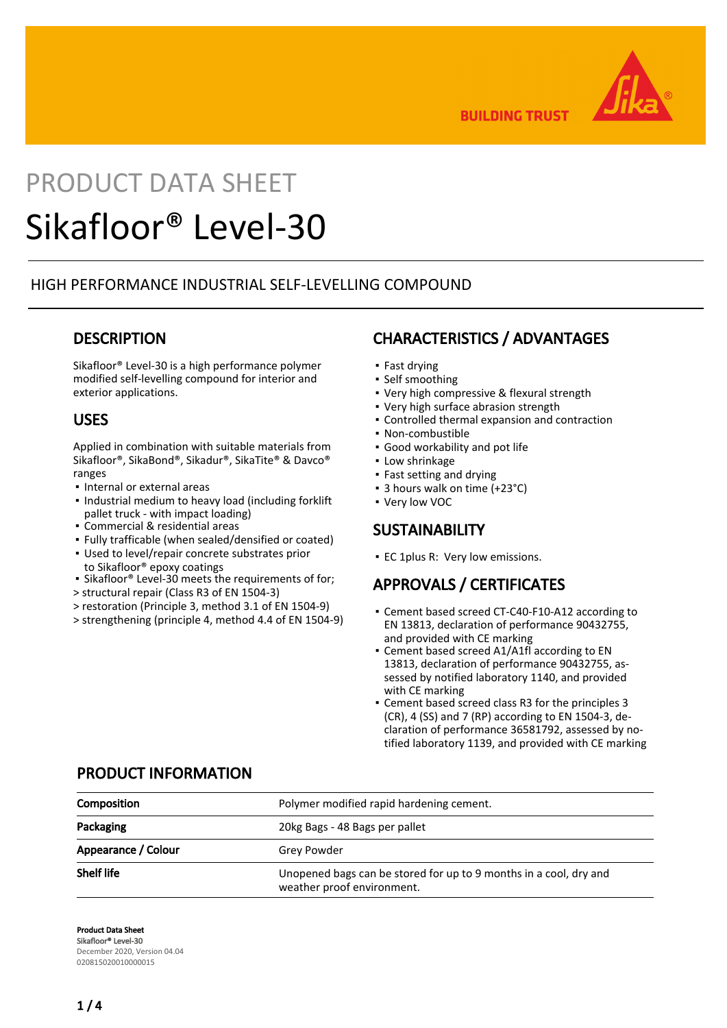PRODUCT DATA SHEET

# Sikafloor® Level-30

HIGH PERFORMANCE INDUSTRIAL SELF-LEVELLING COMPOUND

## DESCRIPTION

Sikafloor® Level-30 is a high performance polymer modified self-levelling compound for interior and exterior applications.

## USES

Applied in combination with suitable materials from Sikafloor®, SikaBond®, Sikadur®, SikaTite® & Davco® ranges

- Internal or external areas
- Industrial medium to heavy load (including forklift pallet truck - with impact loading)
- Commercial & residential areas
- Fully trafficable (when sealed/densified or coated)
- Used to level/repair concrete substrates prior to Sikafloor® epoxy coatings
- Sikafloor® Level-30 meets the requirements of for;

> structural repair (Class R3 of EN 1504-3)
> restoration (Principle 3, method 3.1 of EN 1504-9)
> strengthening (principle 4, method 4.4 of EN 1504-9)

## CHARACTERISTICS / ADVANTAGES

- Fast drying
- Self smoothing
- Very high compressive & flexural strength
- Very high surface abrasion strength
- Controlled thermal expansion and contraction
- Non-combustible
- Good workability and pot life
- Low shrinkage
- Fast setting and drying
- 3 hours walk on time (+23°C)
- Very low VOC

## SUSTAINABILITY

- EC 1plus R: Very low emissions.

## APPROVALS / CERTIFICATES

- Cement based screed CT-C40-F10-A12 according to EN 13813, declaration of performance 90432755, and provided with CE marking
- Cement based screed A1/A1fl according to EN 13813, declaration of performance 90432755, assessed by notified laboratory 1140, and provided with CE marking
- Cement based screed class R3 for the principles 3 (CR), 4 (SS) and 7 (RP) according to EN 1504-3, declaration of performance 36581792, assessed by notified laboratory 1139, and provided with CE marking

## PRODUCT INFORMATION

| | |
|---|---|
| **Composition** | Polymer modified rapid hardening cement. |
| **Packaging** | 20kg Bags - 48 Bags per pallet |
| **Appearance / Colour** | Grey Powder |
| **Shelf life** | Unopened bags can be stored for up to 9 months in a cool, dry and weather proof environment. |

**Product Data Sheet**
**Sikafloor® Level-30**
December 2020, Version 04.04
020815020010000015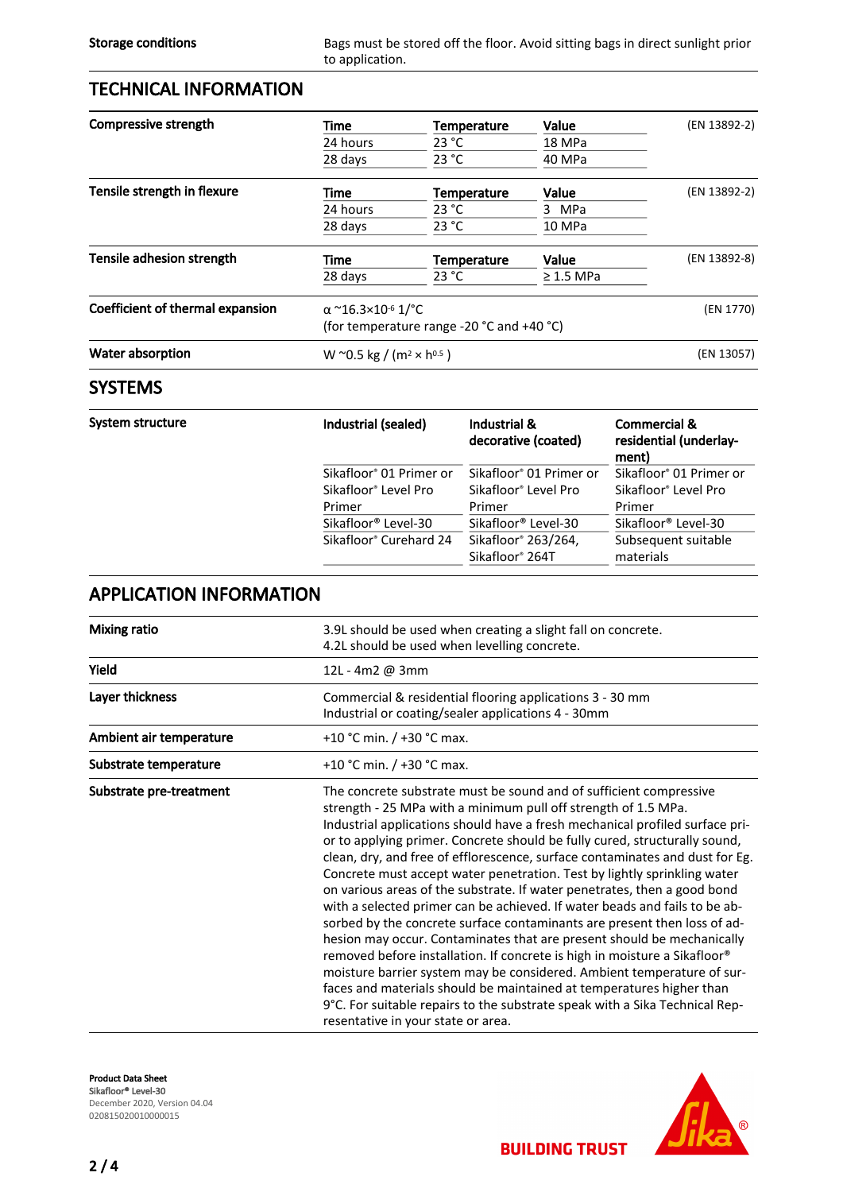| Storage conditions | Bags must be stored off the floor. Avoid sitting bags in direct sunlight prior to application. |
|---|---|

## TECHNICAL INFORMATION

**Compressive strength** (EN 13892-2)

| Time | Temperature | Value |
|---|---|---|
| 24 hours | 23 °C | 18 MPa |
| 28 days | 23 °C | 40 MPa |

**Tensile strength in flexure** (EN 13892-2)

| Time | Temperature | Value |
|---|---|---|
| 24 hours | 23 °C | 3 MPa |
| 28 days | 23 °C | 10 MPa |

**Tensile adhesion strength** (EN 13892-8)

| Time | Temperature | Value |
|---|---|---|
| 28 days | 23 °C | ≥ 1.5 MPa |

**Coefficient of thermal expansion**
$\alpha$ ~16.3×10$^{-6}$ 1/°C
(for temperature range -20 °C and +40 °C) (EN 1770)

**Water absorption**
W ~0.5 kg / (m$^{2}$ × h$^{0.5}$ ) (EN 13057)

## SYSTEMS

**System structure**

| Industrial (sealed) | Industrial & decorative (coated) | Commercial & residential (underlayment) |
|---|---|---|
| Sikafloor® 01 Primer or Sikafloor® Level Pro Primer | Sikafloor® 01 Primer or Sikafloor® Level Pro Primer | Sikafloor® 01 Primer or Sikafloor® Level Pro Primer |
| Sikafloor® Level-30 | Sikafloor® Level-30 | Sikafloor® Level-30 |
| Sikafloor® Curehard 24 | Sikafloor® 263/264, Sikafloor® 264T | Subsequent suitable materials |

## APPLICATION INFORMATION

| | |
|---|---|
| **Mixing ratio** | 3.9L should be used when creating a slight fall on concrete.<br>4.2L should be used when levelling concrete. |
| **Yield** | 12L - 4m2 @ 3mm |
| **Layer thickness** | Commercial & residential flooring applications 3 - 30 mm<br>Industrial or coating/sealer applications 4 - 30mm |
| **Ambient air temperature** | +10 °C min. / +30 °C max. |
| **Substrate temperature** | +10 °C min. / +30 °C max. |
| **Substrate pre-treatment** | The concrete substrate must be sound and of sufficient compressive strength - 25 MPa with a minimum pull off strength of 1.5 MPa. Industrial applications should have a fresh mechanical profiled surface prior to applying primer. Concrete should be fully cured, structurally sound, clean, dry, and free of efflorescence, surface contaminates and dust for Eg. Concrete must accept water penetration. Test by lightly sprinkling water on various areas of the substrate. If water penetrates, then a good bond with a selected primer can be achieved. If water beads and fails to be absorbed by the concrete surface contaminants are present then loss of adhesion may occur. Contaminates that are present should be mechanically removed before installation. If concrete is high in moisture a Sikafloor® moisture barrier system may be considered. Ambient temperature of surfaces and materials should be maintained at temperatures higher than 9°C. For suitable repairs to the substrate speak with a Sika Technical Representative in your state or area. |

**Product Data Sheet**
Sikafloor® Level-30
December 2020, Version 04.04
020815020010000015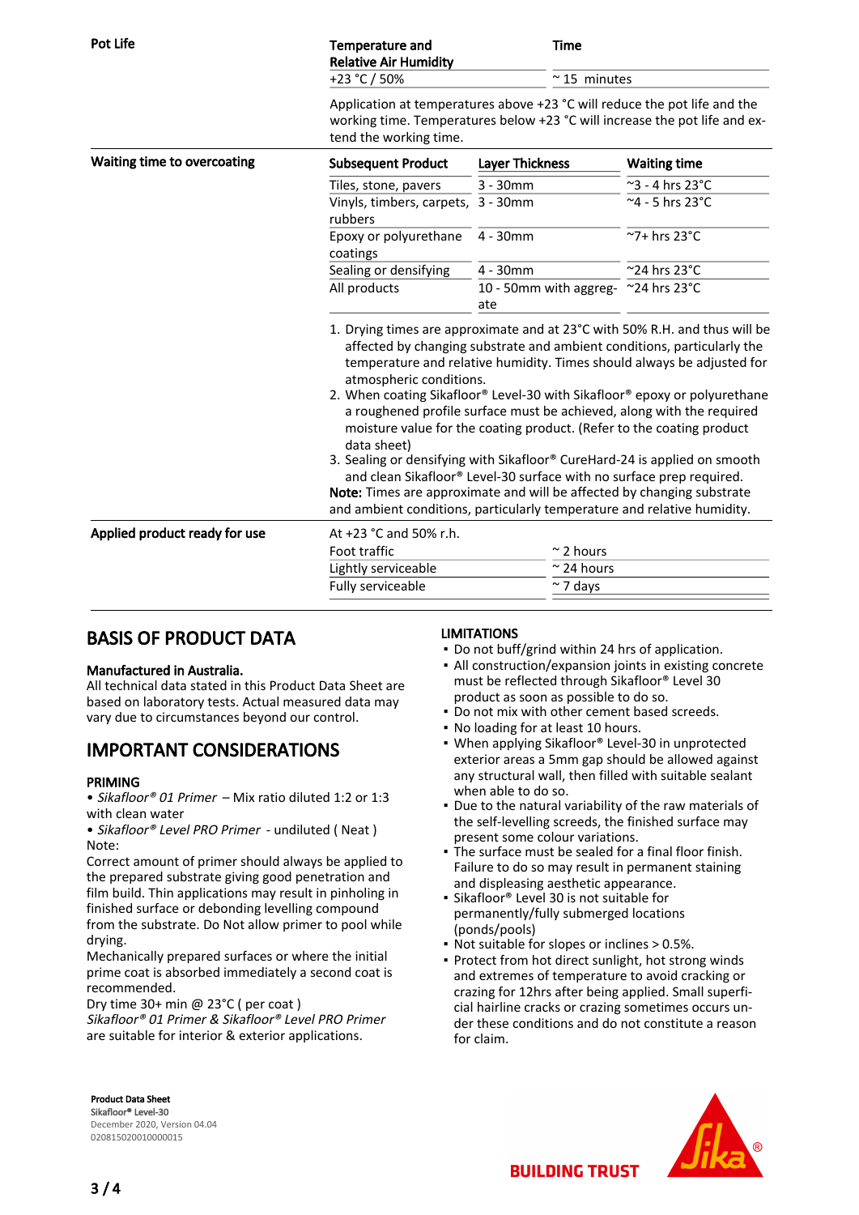**Pot Life**

| Temperature and Relative Air Humidity | Time |
|---|---|
| +23 °C / 50% | ~ 15 minutes |

Application at temperatures above +23 °C will reduce the pot life and the working time. Temperatures below +23 °C will increase the pot life and extend the working time.

**Waiting time to overcoating**

| Subsequent Product | Layer Thickness | Waiting time |
|---|---|---|
| Tiles, stone, pavers | 3 - 30mm | ~3 - 4 hrs 23°C |
| Vinyls, timbers, carpets, rubbers | 3 - 30mm | ~4 - 5 hrs 23°C |
| Epoxy or polyurethane coatings | 4 - 30mm | ~7+ hrs 23°C |
| Sealing or densifying | 4 - 30mm | ~24 hrs 23°C |
| All products | 10 - 50mm with aggregate | ~24 hrs 23°C |

1. Drying times are approximate and at 23°C with 50% R.H. and thus will be affected by changing substrate and ambient conditions, particularly the temperature and relative humidity. Times should always be adjusted for atmospheric conditions.
2. When coating Sikafloor® Level-30 with Sikafloor® epoxy or polyurethane a roughened profile surface must be achieved, along with the required moisture value for the coating product. (Refer to the coating product data sheet)
3. Sealing or densifying with Sikafloor® CureHard-24 is applied on smooth and clean Sikafloor® Level-30 surface with no surface prep required.

**Note:** Times are approximate and will be affected by changing substrate and ambient conditions, particularly temperature and relative humidity.

**Applied product ready for use**

At +23 °C and 50% r.h.

| | |
|---|---|
| Foot traffic | ~ 2 hours |
| Lightly serviceable | ~ 24 hours |
| Fully serviceable | ~ 7 days |

## BASIS OF PRODUCT DATA

**Manufactured in Australia.**

All technical data stated in this Product Data Sheet are based on laboratory tests. Actual measured data may vary due to circumstances beyond our control.

## IMPORTANT CONSIDERATIONS

### PRIMING

• *Sikafloor® 01 Primer* – Mix ratio diluted 1:2 or 1:3 with clean water

• *Sikafloor® Level PRO Primer* - undiluted ( Neat )

Note:

Correct amount of primer should always be applied to the prepared substrate giving good penetration and film build. Thin applications may result in pinholing in finished surface or debonding levelling compound from the substrate. Do Not allow primer to pool while drying.

Mechanically prepared surfaces or where the initial prime coat is absorbed immediately a second coat is recommended.

Dry time 30+ min @ 23°C ( per coat )

*Sikafloor® 01 Primer & Sikafloor® Level PRO Primer* are suitable for interior & exterior applications.

### LIMITATIONS

- Do not buff/grind within 24 hrs of application.
- All construction/expansion joints in existing concrete must be reflected through Sikafloor® Level 30 product as soon as possible to do so.
- Do not mix with other cement based screeds.
- No loading for at least 10 hours.
- When applying Sikafloor® Level-30 in unprotected exterior areas a 5mm gap should be allowed against any structural wall, then filled with suitable sealant when able to do so.
- Due to the natural variability of the raw materials of the self-levelling screeds, the finished surface may present some colour variations.
- The surface must be sealed for a final floor finish. Failure to do so may result in permanent staining and displeasing aesthetic appearance.
- Sikafloor® Level 30 is not suitable for permanently/fully submerged locations (ponds/pools)
- Not suitable for slopes or inclines > 0.5%.
- Protect from hot direct sunlight, hot strong winds and extremes of temperature to avoid cracking or crazing for 12hrs after being applied. Small superficial hairline cracks or crazing sometimes occurs under these conditions and do not constitute a reason for claim.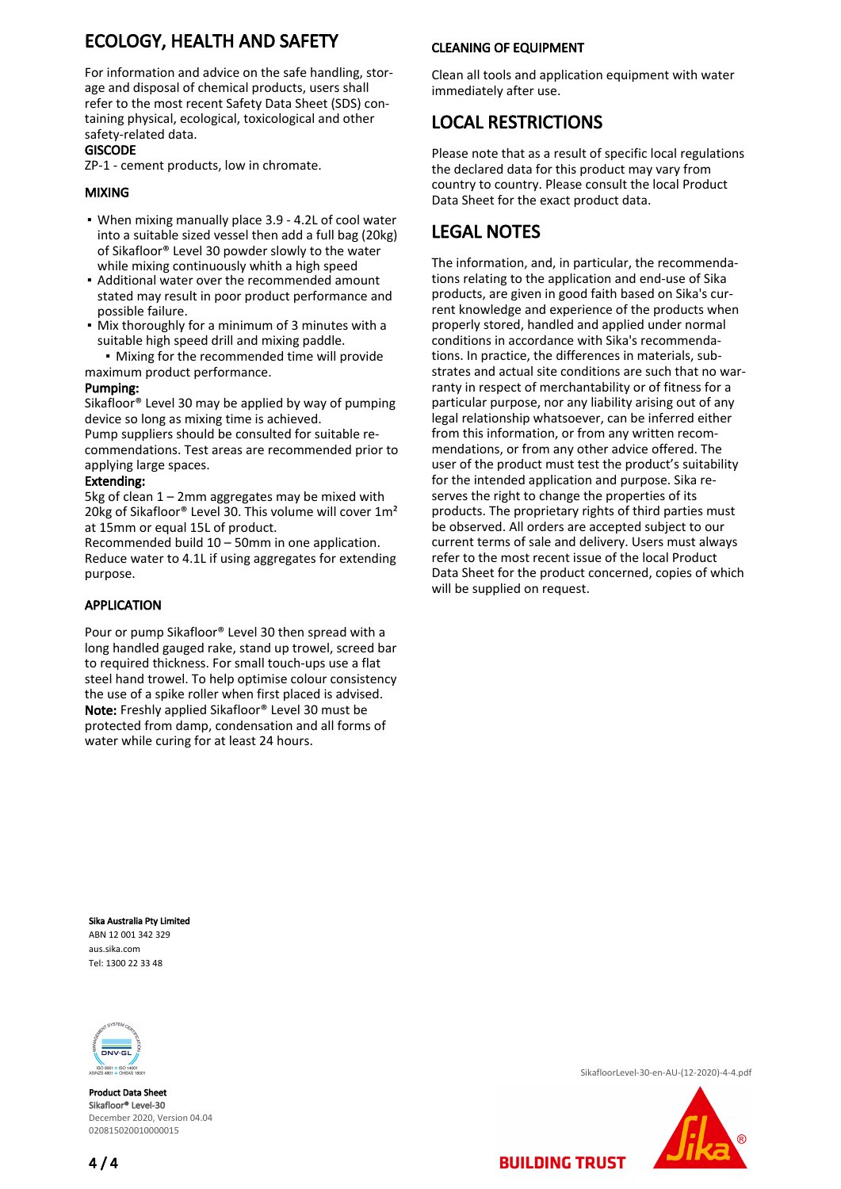## ECOLOGY, HEALTH AND SAFETY

For information and advice on the safe handling, storage and disposal of chemical products, users shall refer to the most recent Safety Data Sheet (SDS) containing physical, ecological, toxicological and other safety-related data.

**GISCODE**

ZP-1 - cement products, low in chromate.

### MIXING

- When mixing manually place 3.9 - 4.2L of cool water into a suitable sized vessel then add a full bag (20kg) of Sikafloor® Level 30 powder slowly to the water while mixing continuously whith a high speed
- Additional water over the recommended amount stated may result in poor product performance and possible failure.
- Mix thoroughly for a minimum of 3 minutes with a suitable high speed drill and mixing paddle.
- Mixing for the recommended time will provide maximum product performance.

**Pumping:**

Sikafloor® Level 30 may be applied by way of pumping device so long as mixing time is achieved.
Pump suppliers should be consulted for suitable recommendations. Test areas are recommended prior to applying large spaces.

**Extending:**

5kg of clean 1 – 2mm aggregates may be mixed with 20kg of Sikafloor® Level 30. This volume will cover 1m² at 15mm or equal 15L of product.
Recommended build 10 – 50mm in one application.
Reduce water to 4.1L if using aggregates for extending purpose.

### APPLICATION

Pour or pump Sikafloor® Level 30 then spread with a long handled gauged rake, stand up trowel, screed bar to required thickness. For small touch-ups use a flat steel hand trowel. To help optimise colour consistency the use of a spike roller when first placed is advised.
**Note:** Freshly applied Sikafloor® Level 30 must be protected from damp, condensation and all forms of water while curing for at least 24 hours.

### CLEANING OF EQUIPMENT

Clean all tools and application equipment with water immediately after use.

## LOCAL RESTRICTIONS

Please note that as a result of specific local regulations the declared data for this product may vary from country to country. Please consult the local Product Data Sheet for the exact product data.

## LEGAL NOTES

The information, and, in particular, the recommendations relating to the application and end-use of Sika products, are given in good faith based on Sika's current knowledge and experience of the products when properly stored, handled and applied under normal conditions in accordance with Sika's recommendations. In practice, the differences in materials, substrates and actual site conditions are such that no warranty in respect of merchantability or of fitness for a particular purpose, nor any liability arising out of any legal relationship whatsoever, can be inferred either from this information, or from any written recommendations, or from any other advice offered. The user of the product must test the product's suitability for the intended application and purpose. Sika reserves the right to change the properties of its products. The proprietary rights of third parties must be observed. All orders are accepted subject to our current terms of sale and delivery. Users must always refer to the most recent issue of the local Product Data Sheet for the product concerned, copies of which will be supplied on request.

**Sika Australia Pty Limited**
ABN 12 001 342 329
aus.sika.com
Tel: 1300 22 33 48